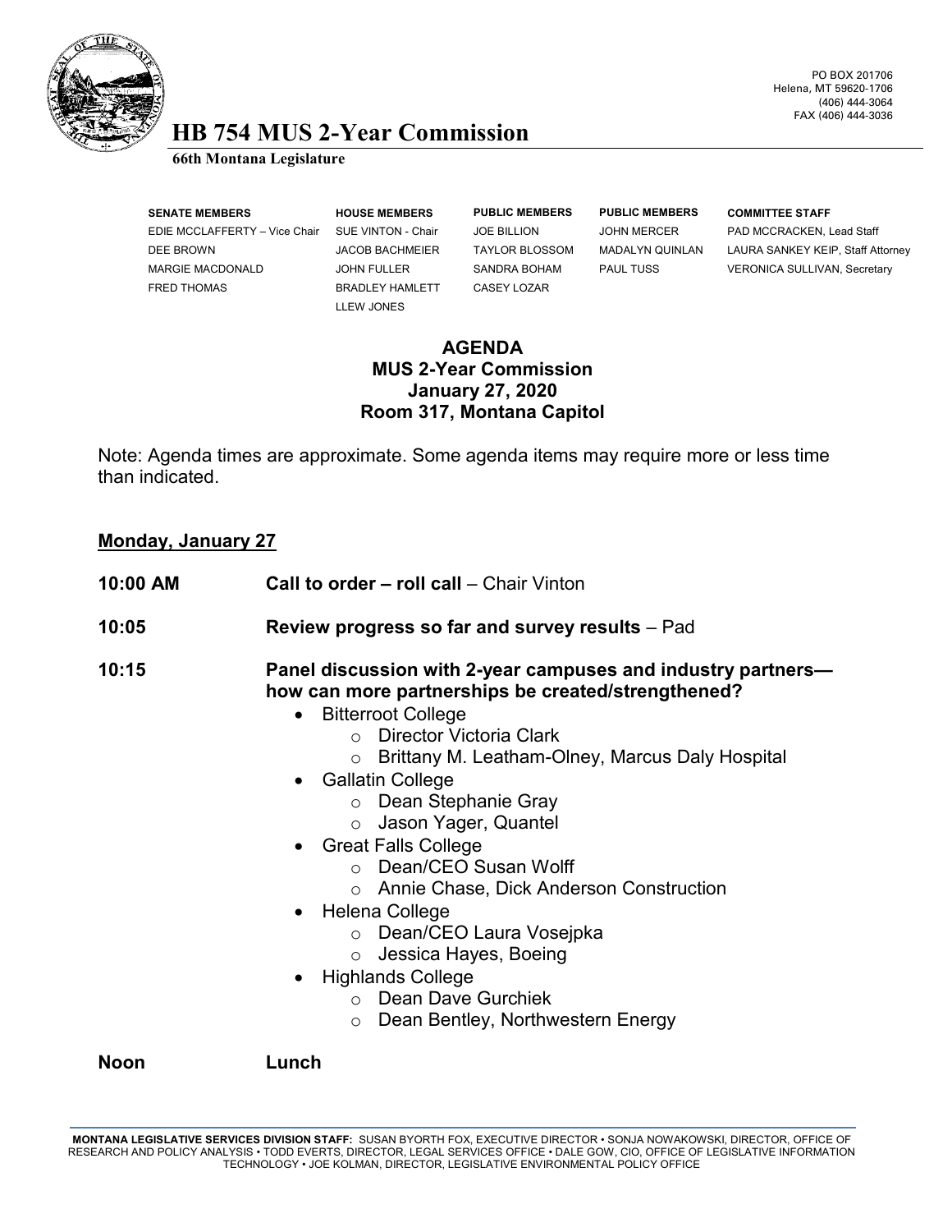PO BOX 201706
Helena, MT 59620-1706
(406) 444-3064
FAX (406) 444-3036

# HB 754 MUS 2-Year Commission

**66th Montana Legislature**

| SENATE MEMBERS | HOUSE MEMBERS | PUBLIC MEMBERS | PUBLIC MEMBERS | COMMITTEE STAFF |
|---|---|---|---|---|
| EDIE MCCLAFFERTY – Vice Chair | SUE VINTON - Chair | JOE BILLION | JOHN MERCER | PAD MCCRACKEN, Lead Staff |
| DEE BROWN | JACOB BACHMEIER | TAYLOR BLOSSOM | MADALYN QUINLAN | LAURA SANKEY KEIP, Staff Attorney |
| MARGIE MACDONALD | JOHN FULLER | SANDRA BOHAM | PAUL TUSS | VERONICA SULLIVAN, Secretary |
| FRED THOMAS | BRADLEY HAMLETT | CASEY LOZAR | | |
| | LLEW JONES | | | |

## AGENDA
## MUS 2-Year Commission
## January 27, 2020
## Room 317, Montana Capitol

Note: Agenda times are approximate. Some agenda items may require more or less time than indicated.

**Monday, January 27**

**10:00 AM** **Call to order – roll call** – Chair Vinton

**10:05** **Review progress so far and survey results** – Pad

**10:15** **Panel discussion with 2-year campuses and industry partners—how can more partnerships be created/strengthened?**

- Bitterroot College
  - Director Victoria Clark
  - Brittany M. Leatham-Olney, Marcus Daly Hospital
- Gallatin College
  - Dean Stephanie Gray
  - Jason Yager, Quantel
- Great Falls College
  - Dean/CEO Susan Wolff
  - Annie Chase, Dick Anderson Construction
- Helena College
  - Dean/CEO Laura Vosejpka
  - Jessica Hayes, Boeing
- Highlands College
  - Dean Dave Gurchiek
  - Dean Bentley, Northwestern Energy

**Noon** **Lunch**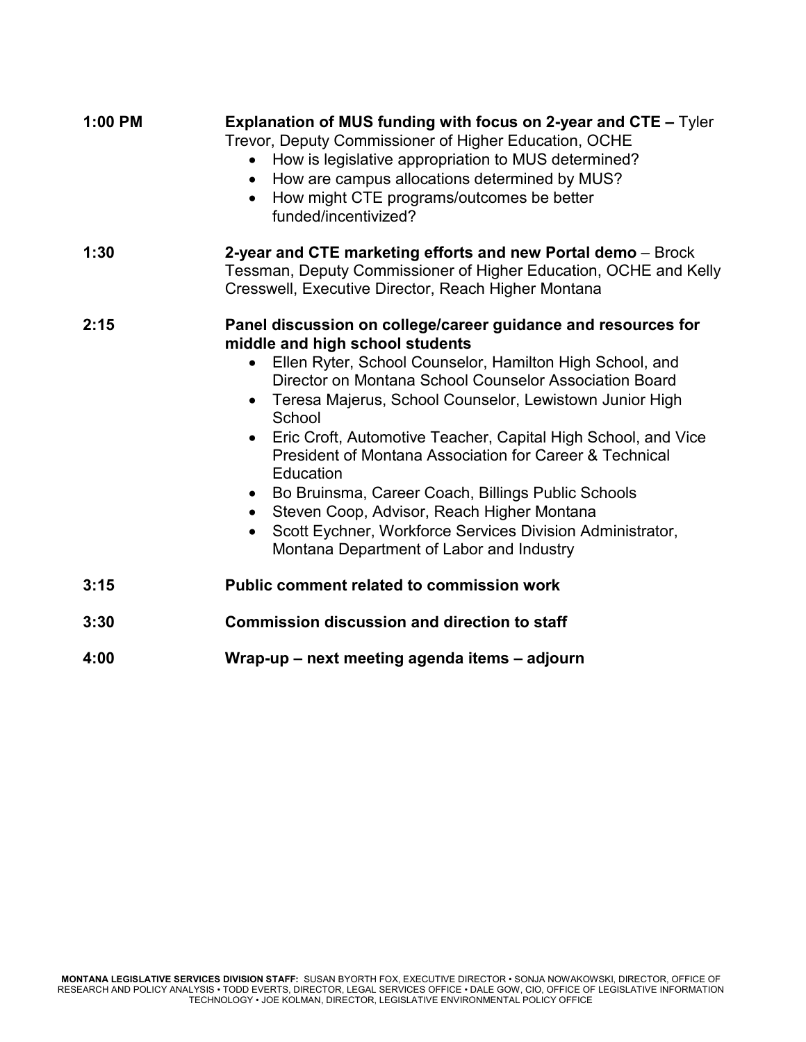**1:00 PM** **Explanation of MUS funding with focus on 2-year and CTE –** Tyler Trevor, Deputy Commissioner of Higher Education, OCHE

- How is legislative appropriation to MUS determined?
- How are campus allocations determined by MUS?
- How might CTE programs/outcomes be better funded/incentivized?

**1:30** **2-year and CTE marketing efforts and new Portal demo** – Brock Tessman, Deputy Commissioner of Higher Education, OCHE and Kelly Cresswell, Executive Director, Reach Higher Montana

**2:15** **Panel discussion on college/career guidance and resources for middle and high school students**

- Ellen Ryter, School Counselor, Hamilton High School, and Director on Montana School Counselor Association Board
- Teresa Majerus, School Counselor, Lewistown Junior High School
- Eric Croft, Automotive Teacher, Capital High School, and Vice President of Montana Association for Career & Technical Education
- Bo Bruinsma, Career Coach, Billings Public Schools
- Steven Coop, Advisor, Reach Higher Montana
- Scott Eychner, Workforce Services Division Administrator, Montana Department of Labor and Industry

**3:15** **Public comment related to commission work**

**3:30** **Commission discussion and direction to staff**

**4:00** **Wrap-up – next meeting agenda items – adjourn**

**MONTANA LEGISLATIVE SERVICES DIVISION STAFF:** SUSAN BYORTH FOX, EXECUTIVE DIRECTOR • SONJA NOWAKOWSKI, DIRECTOR, OFFICE OF RESEARCH AND POLICY ANALYSIS • TODD EVERTS, DIRECTOR, LEGAL SERVICES OFFICE • DALE GOW, CIO, OFFICE OF LEGISLATIVE INFORMATION TECHNOLOGY • JOE KOLMAN, DIRECTOR, LEGISLATIVE ENVIRONMENTAL POLICY OFFICE